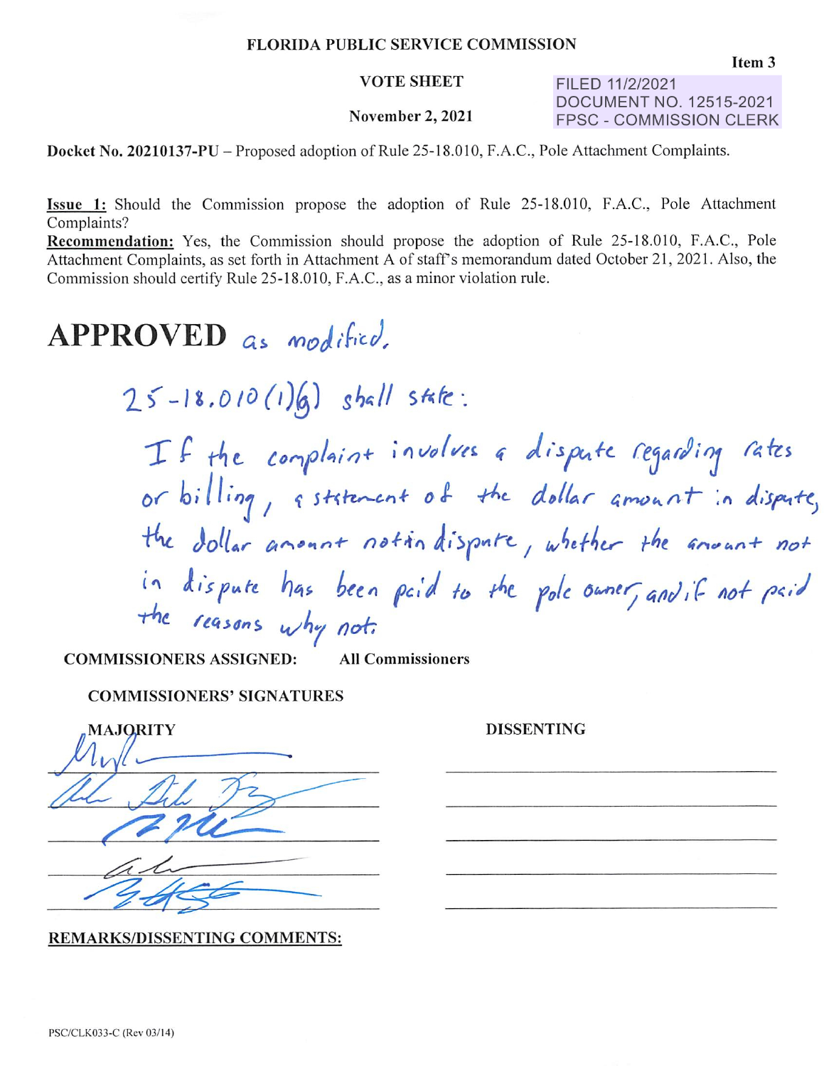**FLORIDA PUBLIC SERVICE COMMISSION**

Item 3

**VOTE SHEET**

FILED 11/2/2021
DOCUMENT NO. 12515-2021
FPSC - COMMISSION CLERK

**November 2, 2021**

**Docket No. 20210137-PU** – Proposed adoption of Rule 25-18.010, F.A.C., Pole Attachment Complaints.

**Issue 1:** Should the Commission propose the adoption of Rule 25-18.010, F.A.C., Pole Attachment Complaints?

**Recommendation:** Yes, the Commission should propose the adoption of Rule 25-18.010, F.A.C., Pole Attachment Complaints, as set forth in Attachment A of staff's memorandum dated October 21, 2021. Also, the Commission should certify Rule 25-18.010, F.A.C., as a minor violation rule.

# APPROVED as modified.

25-18.010(1)(g) shall state:

If the complaint involves a dispute regarding rates or billing, a statement of the dollar amount in dispute, the dollar amount not in dispute, whether the amount not in dispute has been paid to the pole owner, and if not paid the reasons why not.

**COMMISSIONERS ASSIGNED:** **All Commissioners**

**COMMISSIONERS' SIGNATURES**

| MAJORITY | DISSENTING |
|---|---|
| [signature] | |
| [signature] | |
| [signature] | |
| [signature] | |
| [signature] | |

**REMARKS/DISSENTING COMMENTS:**

PSC/CLK033-C (Rev 03/14)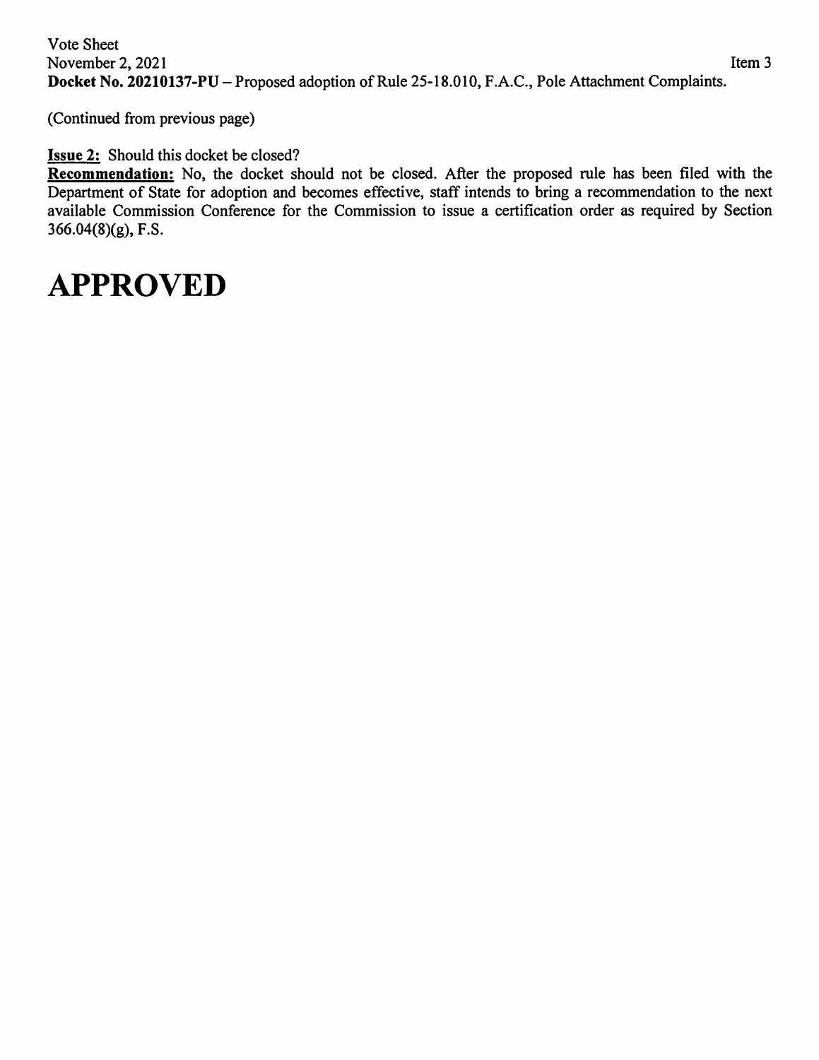Vote Sheet
November 2, 2021 Item 3
**Docket No. 20210137-PU** – Proposed adoption of Rule 25-18.010, F.A.C., Pole Attachment Complaints.

(Continued from previous page)

**Issue 2:** Should this docket be closed?
**Recommendation:** No, the docket should not be closed. After the proposed rule has been filed with the Department of State for adoption and becomes effective, staff intends to bring a recommendation to the next available Commission Conference for the Commission to issue a certification order as required by Section 366.04(8)(g), F.S.

# APPROVED